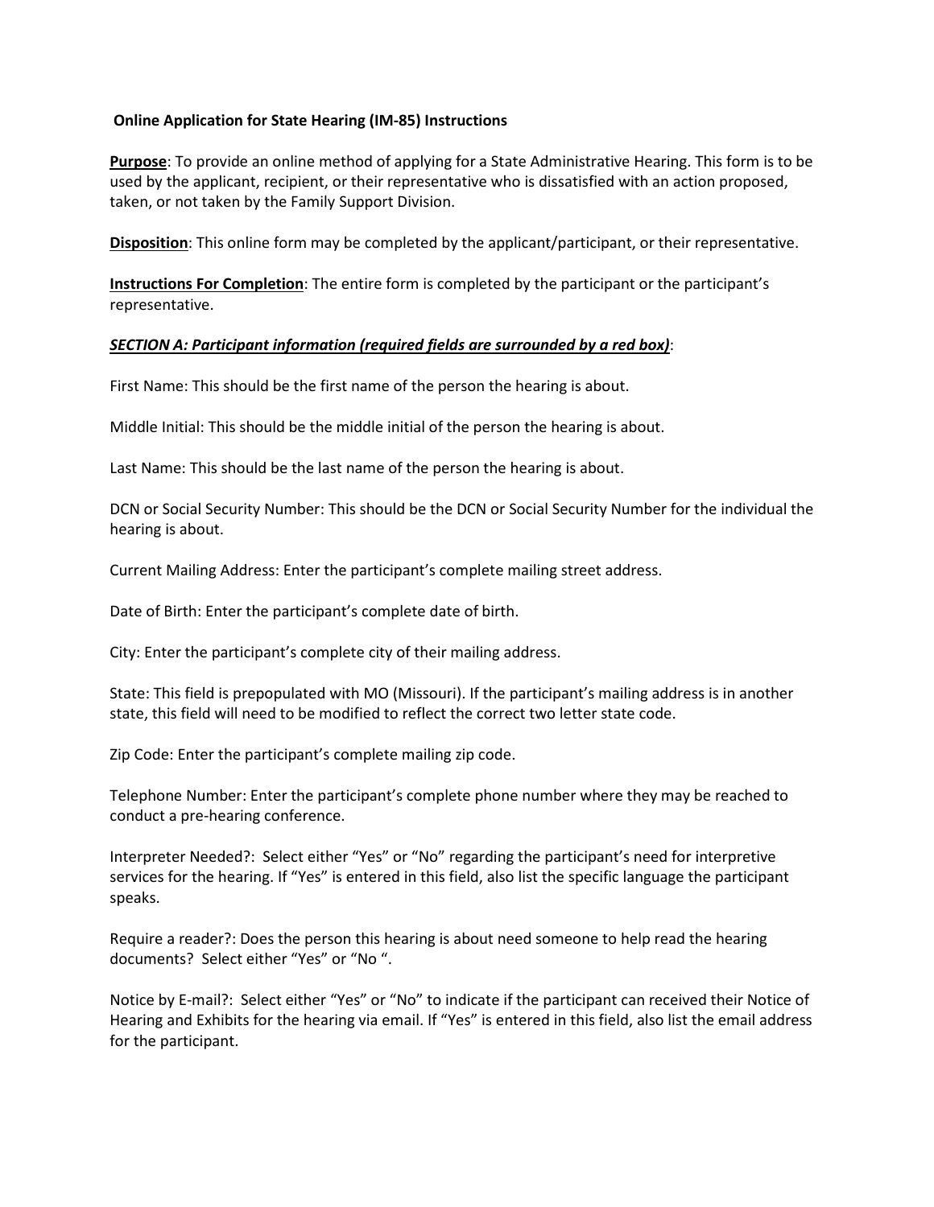**Online Application for State Hearing (IM-85) Instructions**

**<u>Purpose</u>**: To provide an online method of applying for a State Administrative Hearing. This form is to be used by the applicant, recipient, or their representative who is dissatisfied with an action proposed, taken, or not taken by the Family Support Division.

**<u>Disposition</u>**: This online form may be completed by the applicant/participant, or their representative.

**<u>Instructions For Completion</u>**: The entire form is completed by the participant or the participant's representative.

***<u>SECTION A: Participant information (required fields are surrounded by a red box)</u>***:

First Name: This should be the first name of the person the hearing is about.

Middle Initial: This should be the middle initial of the person the hearing is about.

Last Name: This should be the last name of the person the hearing is about.

DCN or Social Security Number: This should be the DCN or Social Security Number for the individual the hearing is about.

Current Mailing Address: Enter the participant's complete mailing street address.

Date of Birth: Enter the participant's complete date of birth.

City: Enter the participant's complete city of their mailing address.

State: This field is prepopulated with MO (Missouri). If the participant's mailing address is in another state, this field will need to be modified to reflect the correct two letter state code.

Zip Code: Enter the participant's complete mailing zip code.

Telephone Number: Enter the participant's complete phone number where they may be reached to conduct a pre-hearing conference.

Interpreter Needed?: Select either "Yes" or "No" regarding the participant's need for interpretive services for the hearing. If "Yes" is entered in this field, also list the specific language the participant speaks.

Require a reader?: Does the person this hearing is about need someone to help read the hearing documents? Select either "Yes" or "No ".

Notice by E-mail?: Select either "Yes" or "No" to indicate if the participant can received their Notice of Hearing and Exhibits for the hearing via email. If "Yes" is entered in this field, also list the email address for the participant.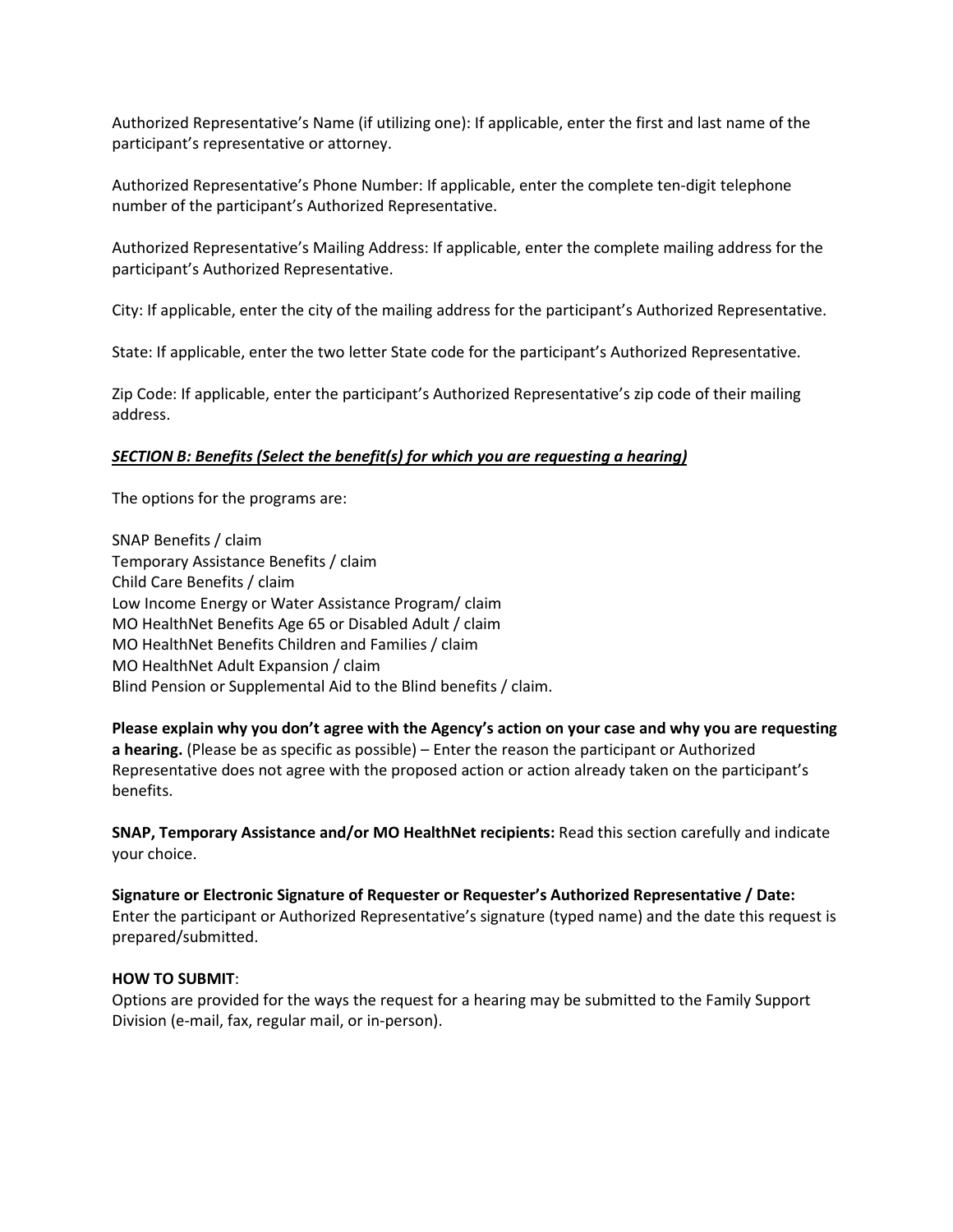Authorized Representative's Name (if utilizing one): If applicable, enter the first and last name of the participant's representative or attorney.

Authorized Representative's Phone Number: If applicable, enter the complete ten-digit telephone number of the participant's Authorized Representative.

Authorized Representative's Mailing Address: If applicable, enter the complete mailing address for the participant's Authorized Representative.

City: If applicable, enter the city of the mailing address for the participant's Authorized Representative.

State: If applicable, enter the two letter State code for the participant's Authorized Representative.

Zip Code: If applicable, enter the participant's Authorized Representative's zip code of their mailing address.

***SECTION B: Benefits (Select the benefit(s) for which you are requesting a hearing)***

The options for the programs are:

SNAP Benefits / claim
Temporary Assistance Benefits / claim
Child Care Benefits / claim
Low Income Energy or Water Assistance Program/ claim
MO HealthNet Benefits Age 65 or Disabled Adult / claim
MO HealthNet Benefits Children and Families / claim
MO HealthNet Adult Expansion / claim
Blind Pension or Supplemental Aid to the Blind benefits / claim.

**Please explain why you don't agree with the Agency's action on your case and why you are requesting a hearing.** (Please be as specific as possible) – Enter the reason the participant or Authorized Representative does not agree with the proposed action or action already taken on the participant's benefits.

**SNAP, Temporary Assistance and/or MO HealthNet recipients:** Read this section carefully and indicate your choice.

**Signature or Electronic Signature of Requester or Requester's Authorized Representative / Date:** Enter the participant or Authorized Representative's signature (typed name) and the date this request is prepared/submitted.

**HOW TO SUBMIT**:
Options are provided for the ways the request for a hearing may be submitted to the Family Support Division (e-mail, fax, regular mail, or in-person).